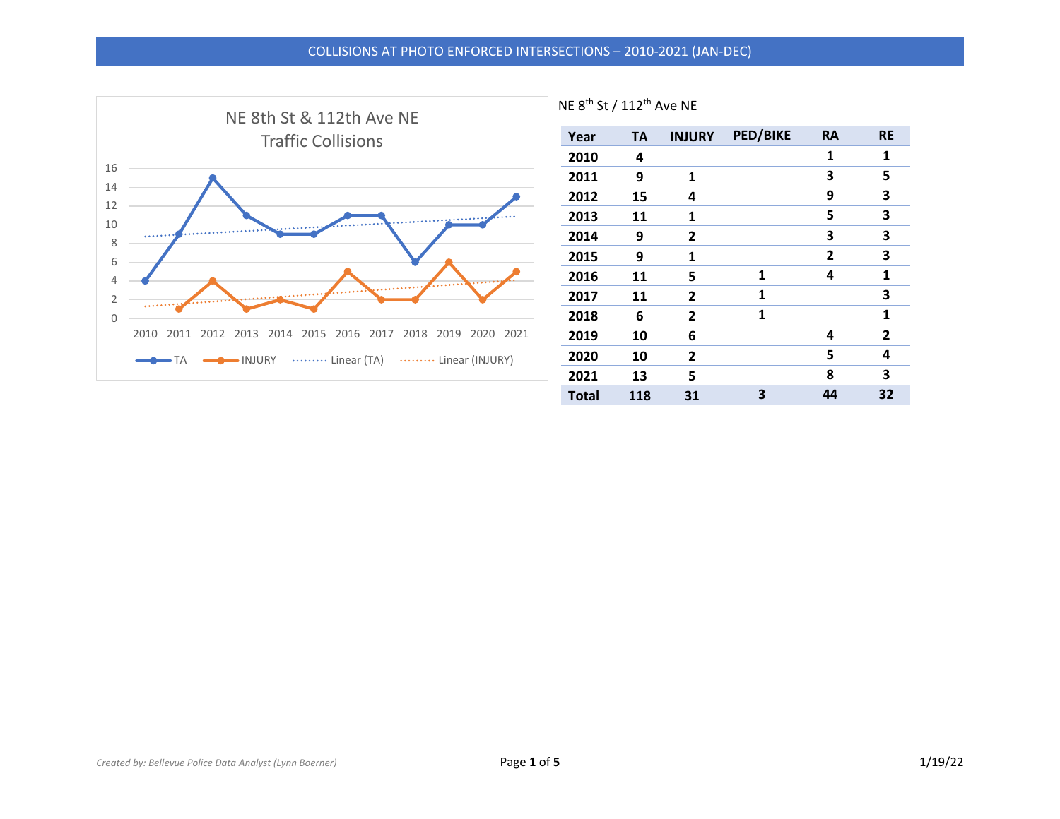# COLLISIONS AT PHOTO ENFORCED INTERSECTIONS – 2010-2021 (JAN-DEC)

NE 8th St & 112th Ave NE Traffic Collisions

NE 8th St / 112th Ave NE

| Year | TA | INJURY | PED/BIKE | RA | RE |
|---|---|---|---|---|---|
| 2010 | 4 | | | 1 | 1 |
| 2011 | 9 | 1 | | 3 | 5 |
| 2012 | 15 | 4 | | 9 | 3 |
| 2013 | 11 | 1 | | 5 | 3 |
| 2014 | 9 | 2 | | 3 | 3 |
| 2015 | 9 | 1 | | 2 | 3 |
| 2016 | 11 | 5 | 1 | 4 | 1 |
| 2017 | 11 | 2 | 1 | | 3 |
| 2018 | 6 | 2 | 1 | | 1 |
| 2019 | 10 | 6 | | 4 | 2 |
| 2020 | 10 | 2 | | 5 | 4 |
| 2021 | 13 | 5 | | 8 | 3 |
| **Total** | **118** | **31** | **3** | **44** | **32** |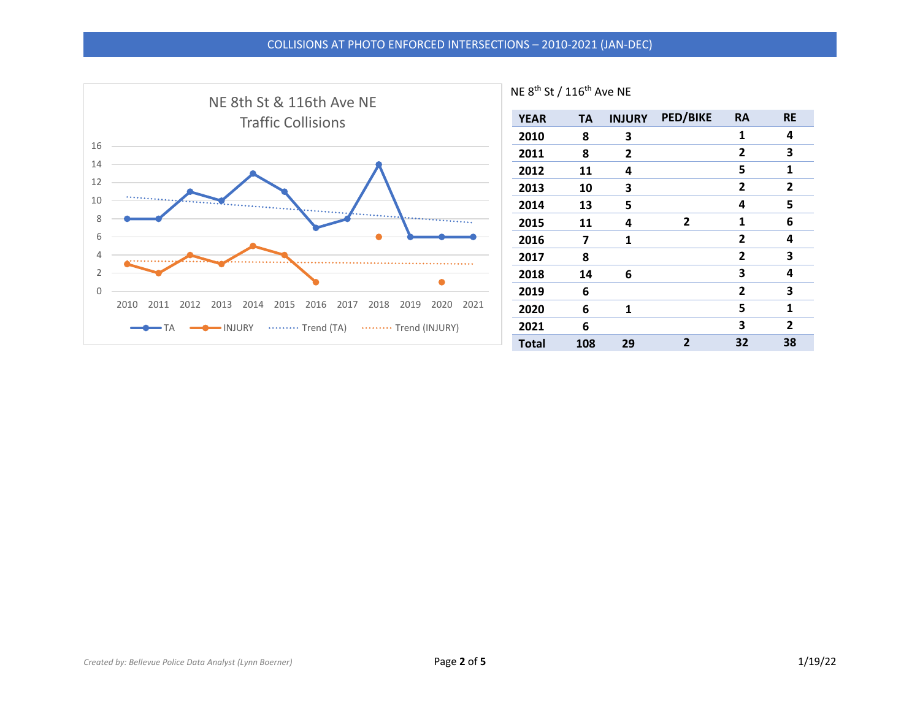NE 8th St & 116th Ave NE Traffic Collisions

NE 8[th] St / 116[th] Ave NE

| YEAR | TA | INJURY | PED/BIKE | RA | RE |
|---|---|---|---|---|---|
| **2010** | **8** | **3** | | **1** | **4** |
| **2011** | **8** | **2** | | **2** | **3** |
| **2012** | **11** | **4** | | **5** | **1** |
| **2013** | **10** | **3** | | **2** | **2** |
| **2014** | **13** | **5** | | **4** | **5** |
| **2015** | **11** | **4** | **2** | **1** | **6** |
| **2016** | **7** | **1** | | **2** | **4** |
| **2017** | **8** | | | **2** | **3** |
| **2018** | **14** | **6** | | **3** | **4** |
| **2019** | **6** | | | **2** | **3** |
| **2020** | **6** | **1** | | **5** | **1** |
| **2021** | **6** | | | **3** | **2** |
| **Total** | **108** | **29** | **2** | **32** | **38** |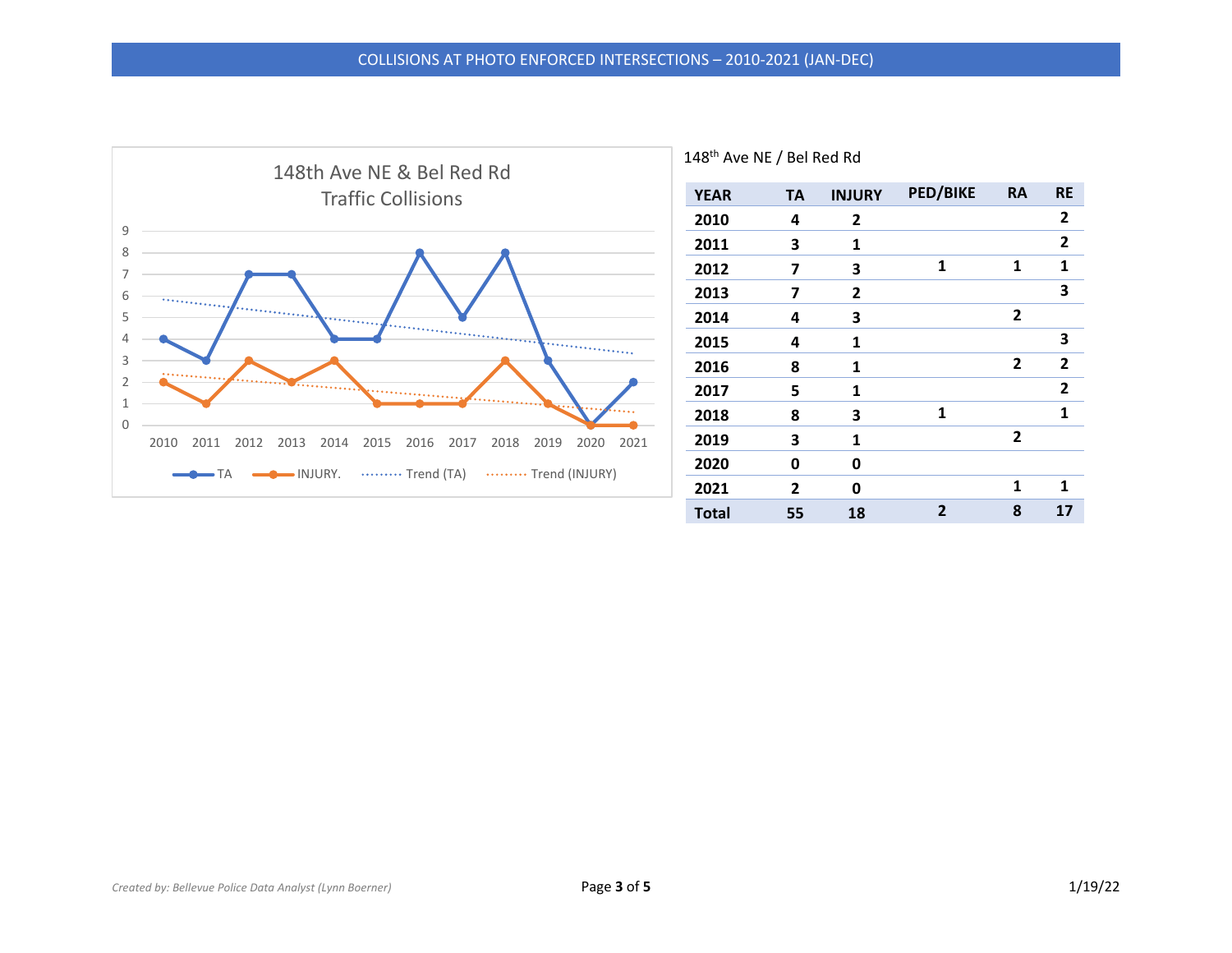148th Ave NE & Bel Red Rd
Traffic Collisions

148th Ave NE / Bel Red Rd

| YEAR | TA | INJURY | PED/BIKE | RA | RE |
|---|---|---|---|---|---|
| 2010 | 4 | 2 | | | 2 |
| 2011 | 3 | 1 | | | 2 |
| 2012 | 7 | 3 | 1 | 1 | 1 |
| 2013 | 7 | 2 | | | 3 |
| 2014 | 4 | 3 | | 2 | |
| 2015 | 4 | 1 | | | 3 |
| 2016 | 8 | 1 | | 2 | 2 |
| 2017 | 5 | 1 | | | 2 |
| 2018 | 8 | 3 | 1 | | 1 |
| 2019 | 3 | 1 | | 2 | |
| 2020 | 0 | 0 | | | |
| 2021 | 2 | 0 | | 1 | 1 |
| **Total** | **55** | **18** | **2** | **8** | **17** |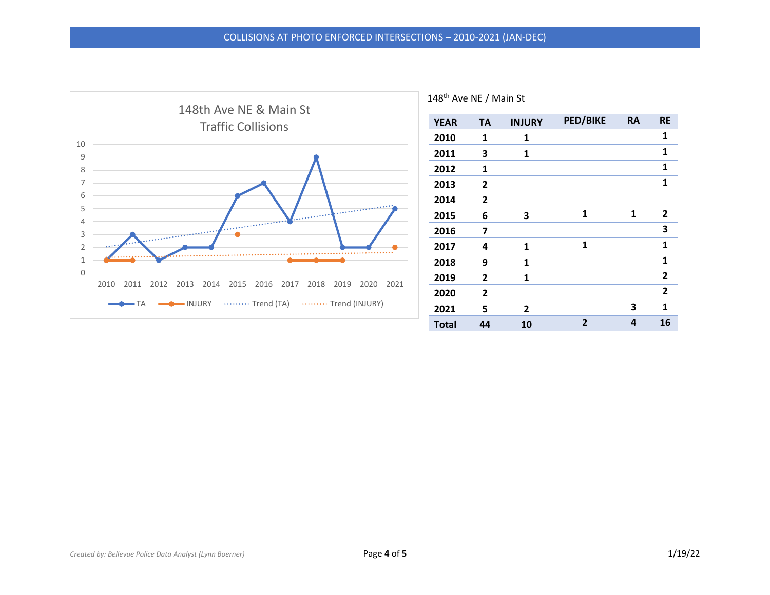# COLLISIONS AT PHOTO ENFORCED INTERSECTIONS – 2010-2021 (JAN-DEC)

148th Ave NE / Main St

| YEAR | TA | INJURY | PED/BIKE | RA | RE |
|---|---|---|---|---|---|
| **2010** | **1** | **1** | | | **1** |
| **2011** | **3** | **1** | | | **1** |
| **2012** | **1** | | | | **1** |
| **2013** | **2** | | | | **1** |
| **2014** | **2** | | | | |
| **2015** | **6** | **3** | **1** | **1** | **2** |
| **2016** | **7** | | | | **3** |
| **2017** | **4** | **1** | **1** | | **1** |
| **2018** | **9** | **1** | | | **1** |
| **2019** | **2** | **1** | | | **2** |
| **2020** | **2** | | | | **2** |
| **2021** | **5** | **2** | | **3** | **1** |
| **Total** | **44** | **10** | **2** | **4** | **16** |

*Created by: Bellevue Police Data Analyst (Lynn Boerner)*

1/19/22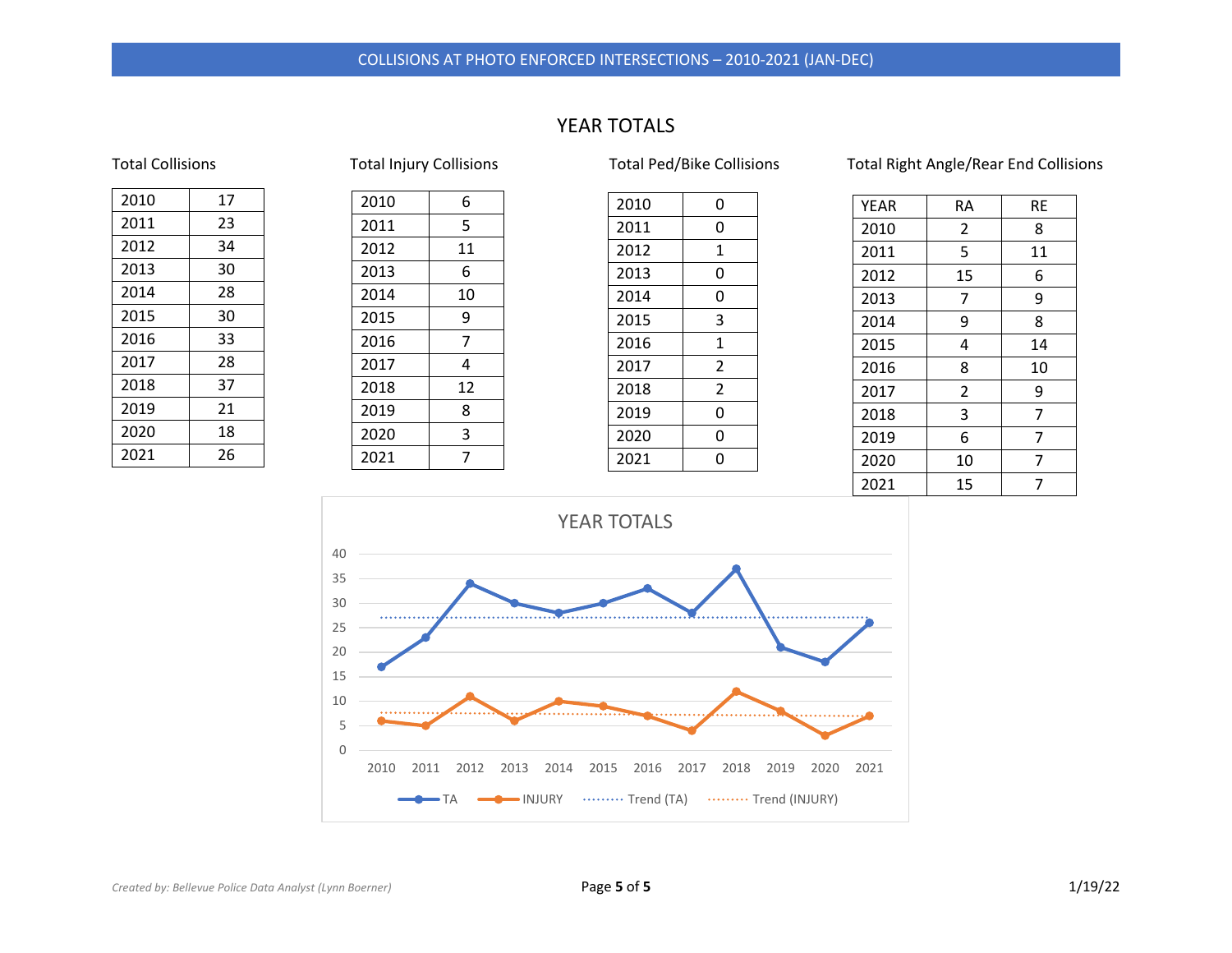# COLLISIONS AT PHOTO ENFORCED INTERSECTIONS – 2010-2021 (JAN-DEC)

## YEAR TOTALS

Total Collisions

| | |
|---|---|
| 2010 | 17 |
| 2011 | 23 |
| 2012 | 34 |
| 2013 | 30 |
| 2014 | 28 |
| 2015 | 30 |
| 2016 | 33 |
| 2017 | 28 |
| 2018 | 37 |
| 2019 | 21 |
| 2020 | 18 |
| 2021 | 26 |

Total Injury Collisions

| | |
|---|---|
| 2010 | 6 |
| 2011 | 5 |
| 2012 | 11 |
| 2013 | 6 |
| 2014 | 10 |
| 2015 | 9 |
| 2016 | 7 |
| 2017 | 4 |
| 2018 | 12 |
| 2019 | 8 |
| 2020 | 3 |
| 2021 | 7 |

Total Ped/Bike Collisions

| | |
|---|---|
| 2010 | 0 |
| 2011 | 0 |
| 2012 | 1 |
| 2013 | 0 |
| 2014 | 0 |
| 2015 | 3 |
| 2016 | 1 |
| 2017 | 2 |
| 2018 | 2 |
| 2019 | 0 |
| 2020 | 0 |
| 2021 | 0 |

Total Right Angle/Rear End Collisions

| YEAR | RA | RE |
|---|---|---|
| 2010 | 2 | 8 |
| 2011 | 5 | 11 |
| 2012 | 15 | 6 |
| 2013 | 7 | 9 |
| 2014 | 9 | 8 |
| 2015 | 4 | 14 |
| 2016 | 8 | 10 |
| 2017 | 2 | 9 |
| 2018 | 3 | 7 |
| 2019 | 6 | 7 |
| 2020 | 10 | 7 |
| 2021 | 15 | 7 |

YEAR TOTALS

40
35
30
25
20
15
10
5
0

2010 2011 2012 2013 2014 2015 2016 2017 2018 2019 2020 2021

TA INJURY Trend (TA) Trend (INJURY)

*Created by: Bellevue Police Data Analyst (Lynn Boerner)*

1/19/22